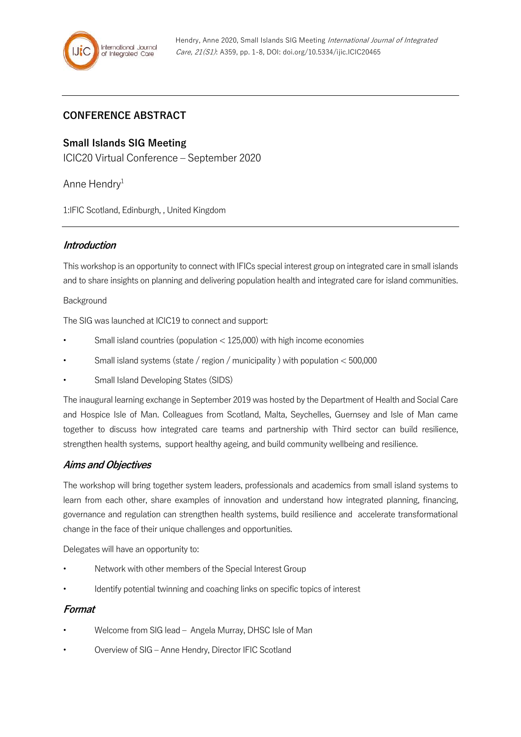## CONFERENCE ABSTRACT

# Small Islands SIG Meeting

ICIC20 Virtual Conference – September 2020

Anne Hendry[1]

1:IFIC Scotland, Edinburgh, , United Kingdom

### *Introduction*

This workshop is an opportunity to connect with IFICs special interest group on integrated care in small islands and to share insights on planning and delivering population health and integrated care for island communities.

Background

The SIG was launched at ICIC19 to connect and support:

- Small island countries (population < 125,000) with high income economies
- Small island systems (state / region / municipality ) with population < 500,000
- Small Island Developing States (SIDS)

The inaugural learning exchange in September 2019 was hosted by the Department of Health and Social Care and Hospice Isle of Man. Colleagues from Scotland, Malta, Seychelles, Guernsey and Isle of Man came together to discuss how integrated care teams and partnership with Third sector can build resilience, strengthen health systems, support healthy ageing, and build community wellbeing and resilience.

### *Aims and Objectives*

The workshop will bring together system leaders, professionals and academics from small island systems to learn from each other, share examples of innovation and understand how integrated planning, financing, governance and regulation can strengthen health systems, build resilience and accelerate transformational change in the face of their unique challenges and opportunities.

Delegates will have an opportunity to:

- Network with other members of the Special Interest Group
- Identify potential twinning and coaching links on specific topics of interest

### *Format*

- Welcome from SIG lead – Angela Murray, DHSC Isle of Man
- Overview of SIG – Anne Hendry, Director IFIC Scotland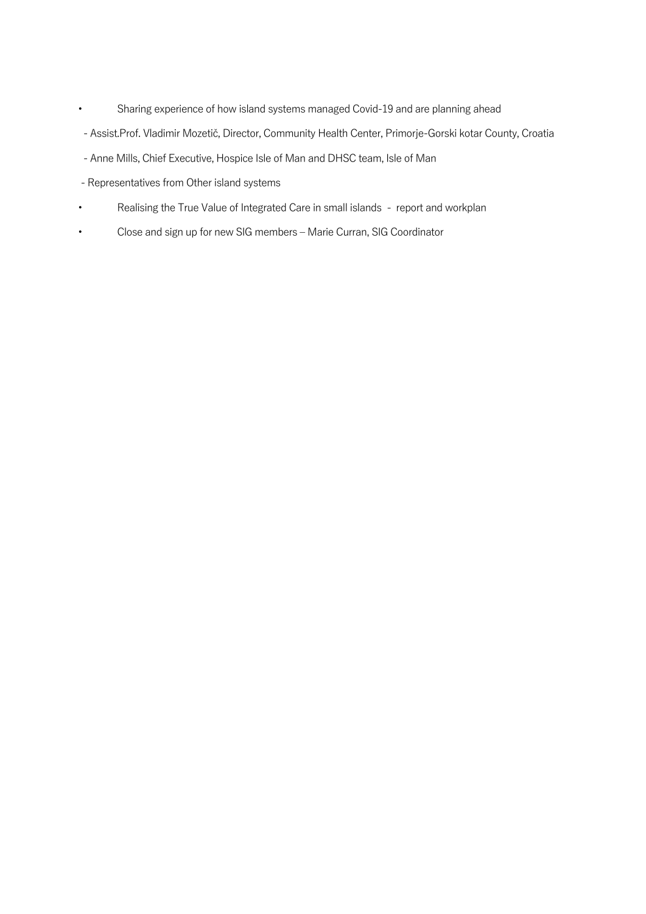- Sharing experience of how island systems managed Covid-19 and are planning ahead
  - Assist.Prof. Vladimir Mozetič, Director, Community Health Center, Primorje-Gorski kotar County, Croatia
  - Anne Mills, Chief Executive, Hospice Isle of Man and DHSC team, Isle of Man
  - Representatives from Other island systems
- Realising the True Value of Integrated Care in small islands - report and workplan
- Close and sign up for new SIG members – Marie Curran, SIG Coordinator